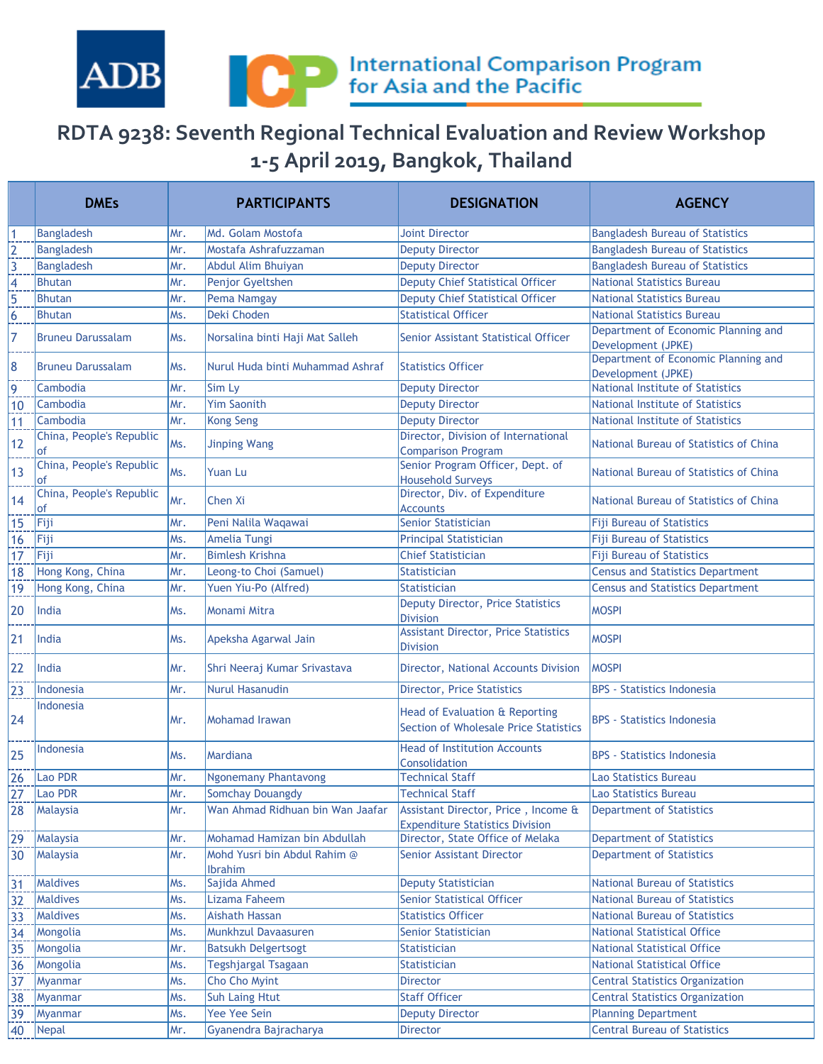ADB

International Comparison Program for Asia and the Pacific

# RDTA 9238: Seventh Regional Technical Evaluation and Review Workshop
# 1-5 April 2019, Bangkok, Thailand

| | DMEs | PARTICIPANTS | | DESIGNATION | AGENCY |
|---|---|---|---|---|---|
| 1 | Bangladesh | Mr. | Md. Golam Mostofa | Joint Director | Bangladesh Bureau of Statistics |
| 2 | Bangladesh | Mr. | Mostafa Ashrafuzzaman | Deputy Director | Bangladesh Bureau of Statistics |
| 3 | Bangladesh | Mr. | Abdul Alim Bhuiyan | Deputy Director | Bangladesh Bureau of Statistics |
| 4 | Bhutan | Mr. | Penjor Gyeltshen | Deputy Chief Statistical Officer | National Statistics Bureau |
| 5 | Bhutan | Mr. | Pema Namgay | Deputy Chief Statistical Officer | National Statistics Bureau |
| 6 | Bhutan | Ms. | Deki Choden | Statistical Officer | National Statistics Bureau |
| 7 | Bruneu Darussalam | Ms. | Norsalina binti Haji Mat Salleh | Senior Assistant Statistical Officer | Department of Economic Planning and Development (JPKE) |
| 8 | Bruneu Darussalam | Ms. | Nurul Huda binti Muhammad Ashraf | Statistics Officer | Department of Economic Planning and Development (JPKE) |
| 9 | Cambodia | Mr. | Sim Ly | Deputy Director | National Institute of Statistics |
| 10 | Cambodia | Mr. | Yim Saonith | Deputy Director | National Institute of Statistics |
| 11 | Cambodia | Mr. | Kong Seng | Deputy Director | National Institute of Statistics |
| 12 | China, People's Republic of | Ms. | Jinping Wang | Director, Division of International Comparison Program | National Bureau of Statistics of China |
| 13 | China, People's Republic of | Ms. | Yuan Lu | Senior Program Officer, Dept. of Household Surveys | National Bureau of Statistics of China |
| 14 | China, People's Republic of | Mr. | Chen Xi | Director, Div. of Expenditure Accounts | National Bureau of Statistics of China |
| 15 | Fiji | Mr. | Peni Nalila Waqawai | Senior Statistician | Fiji Bureau of Statistics |
| 16 | Fiji | Ms. | Amelia Tungi | Principal Statistician | Fiji Bureau of Statistics |
| 17 | Fiji | Mr. | Bimlesh Krishna | Chief Statistician | Fiji Bureau of Statistics |
| 18 | Hong Kong, China | Mr. | Leong-to Choi (Samuel) | Statistician | Census and Statistics Department |
| 19 | Hong Kong, China | Mr. | Yuen Yiu-Po (Alfred) | Statistician | Census and Statistics Department |
| 20 | India | Ms. | Monami Mitra | Deputy Director, Price Statistics Division | MOSPI |
| 21 | India | Ms. | Apeksha Agarwal Jain | Assistant Director, Price Statistics Division | MOSPI |
| 22 | India | Mr. | Shri Neeraj Kumar Srivastava | Director, National Accounts Division | MOSPI |
| 23 | Indonesia | Mr. | Nurul Hasanudin | Director, Price Statistics | BPS - Statistics Indonesia |
| 24 | Indonesia | Mr. | Mohamad Irawan | Head of Evaluation & Reporting Section of Wholesale Price Statistics | BPS - Statistics Indonesia |
| 25 | Indonesia | Ms. | Mardiana | Head of Institution Accounts Consolidation | BPS - Statistics Indonesia |
| 26 | Lao PDR | Mr. | Ngonemany Phantavong | Technical Staff | Lao Statistics Bureau |
| 27 | Lao PDR | Mr. | Somchay Douangdy | Technical Staff | Lao Statistics Bureau |
| 28 | Malaysia | Mr. | Wan Ahmad Ridhuan bin Wan Jaafar | Assistant Director, Price , Income & Expenditure Statistics Division | Department of Statistics |
| 29 | Malaysia | Mr. | Mohamad Hamizan bin Abdullah | Director, State Office of Melaka | Department of Statistics |
| 30 | Malaysia | Mr. | Mohd Yusri bin Abdul Rahim @ Ibrahim | Senior Assistant Director | Department of Statistics |
| 31 | Maldives | Ms. | Sajida Ahmed | Deputy Statistician | National Bureau of Statistics |
| 32 | Maldives | Ms. | Lizama Faheem | Senior Statistical Officer | National Bureau of Statistics |
| 33 | Maldives | Ms. | Aishath Hassan | Statistics Officer | National Bureau of Statistics |
| 34 | Mongolia | Ms. | Munkhzul Davaasuren | Senior Statistician | National Statistical Office |
| 35 | Mongolia | Mr. | Batsukh Delgertsogt | Statistician | National Statistical Office |
| 36 | Mongolia | Ms. | Tegshjargal Tsagaan | Statistician | National Statistical Office |
| 37 | Myanmar | Ms. | Cho Cho Myint | Director | Central Statistics Organization |
| 38 | Myanmar | Ms. | Suh Laing Htut | Staff Officer | Central Statistics Organization |
| 39 | Myanmar | Ms. | Yee Yee Sein | Deputy Director | Planning Department |
| 40 | Nepal | Mr. | Gyanendra Bajracharya | Director | Central Bureau of Statistics |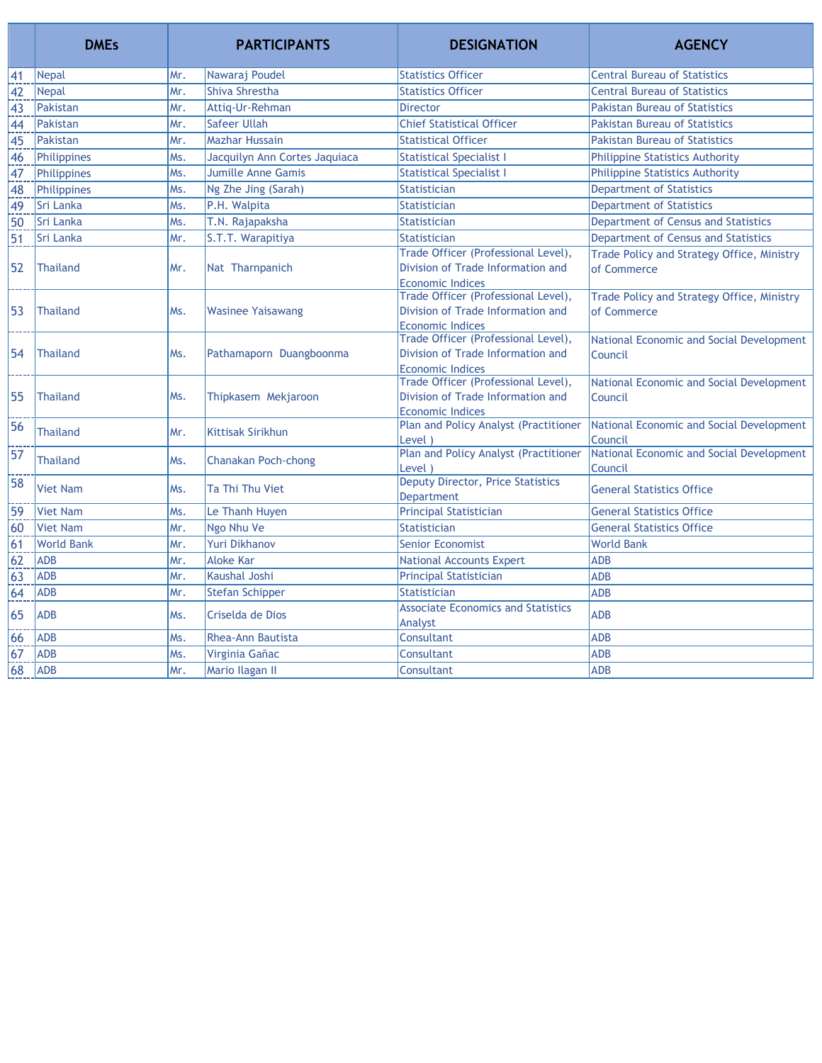| | DMEs | PARTICIPANTS | | DESIGNATION | AGENCY |
|---|---|---|---|---|---|
| 41 | Nepal | Mr. | Nawaraj Poudel | Statistics Officer | Central Bureau of Statistics |
| 42 | Nepal | Mr. | Shiva Shrestha | Statistics Officer | Central Bureau of Statistics |
| 43 | Pakistan | Mr. | Attiq-Ur-Rehman | Director | Pakistan Bureau of Statistics |
| 44 | Pakistan | Mr. | Safeer Ullah | Chief Statistical Officer | Pakistan Bureau of Statistics |
| 45 | Pakistan | Mr. | Mazhar Hussain | Statistical Officer | Pakistan Bureau of Statistics |
| 46 | Philippines | Ms. | Jacquilyn Ann Cortes Jaquiaca | Statistical Specialist I | Philippine Statistics Authority |
| 47 | Philippines | Ms. | Jumille Anne Gamis | Statistical Specialist I | Philippine Statistics Authority |
| 48 | Philippines | Ms. | Ng Zhe Jing (Sarah) | Statistician | Department of Statistics |
| 49 | Sri Lanka | Ms. | P.H. Walpita | Statistician | Department of Statistics |
| 50 | Sri Lanka | Ms. | T.N. Rajapaksha | Statistician | Department of Census and Statistics |
| 51 | Sri Lanka | Mr. | S.T.T. Warapitiya | Statistician | Department of Census and Statistics |
| 52 | Thailand | Mr. | Nat Tharnpanich | Trade Officer (Professional Level), Division of Trade Information and Economic Indices | Trade Policy and Strategy Office, Ministry of Commerce |
| 53 | Thailand | Ms. | Wasinee Yaisawang | Trade Officer (Professional Level), Division of Trade Information and Economic Indices | Trade Policy and Strategy Office, Ministry of Commerce |
| 54 | Thailand | Ms. | Pathamaporn Duangboonma | Trade Officer (Professional Level), Division of Trade Information and Economic Indices | National Economic and Social Development Council |
| 55 | Thailand | Ms. | Thipkasem Mekjaroon | Trade Officer (Professional Level), Division of Trade Information and Economic Indices | National Economic and Social Development Council |
| 56 | Thailand | Mr. | Kittisak Sirikhun | Plan and Policy Analyst (Practitioner Level ) | National Economic and Social Development Council |
| 57 | Thailand | Ms. | Chanakan Poch-chong | Plan and Policy Analyst (Practitioner Level ) | National Economic and Social Development Council |
| 58 | Viet Nam | Ms. | Ta Thi Thu Viet | Deputy Director, Price Statistics Department | General Statistics Office |
| 59 | Viet Nam | Ms. | Le Thanh Huyen | Principal Statistician | General Statistics Office |
| 60 | Viet Nam | Mr. | Ngo Nhu Ve | Statistician | General Statistics Office |
| 61 | World Bank | Mr. | Yuri Dikhanov | Senior Economist | World Bank |
| 62 | ADB | Mr. | Aloke Kar | National Accounts Expert | ADB |
| 63 | ADB | Mr. | Kaushal Joshi | Principal Statistician | ADB |
| 64 | ADB | Mr. | Stefan Schipper | Statistician | ADB |
| 65 | ADB | Ms. | Criselda de Dios | Associate Economics and Statistics Analyst | ADB |
| 66 | ADB | Ms. | Rhea-Ann Bautista | Consultant | ADB |
| 67 | ADB | Ms. | Virginia Gañac | Consultant | ADB |
| 68 | ADB | Mr. | Mario Ilagan II | Consultant | ADB |